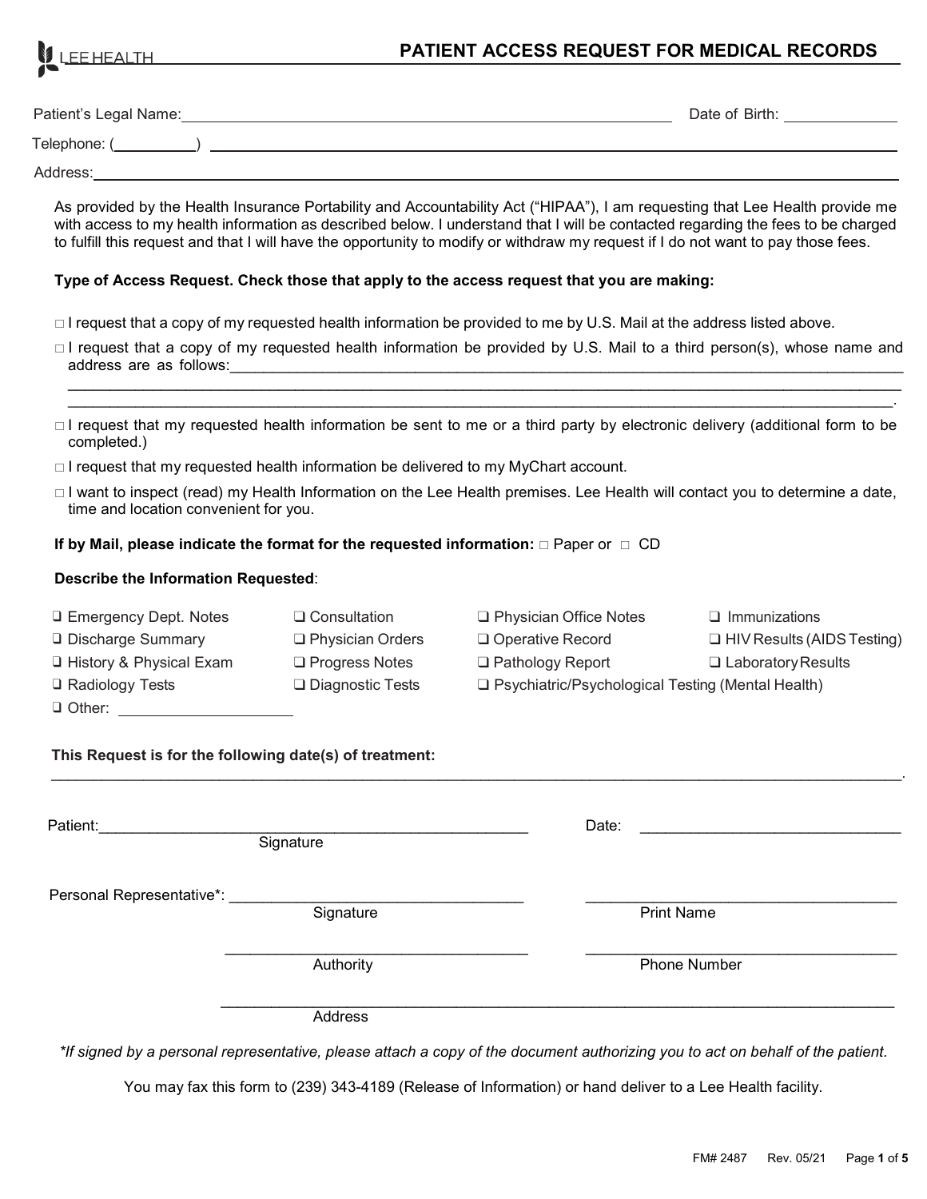LEE HEALTH

# PATIENT ACCESS REQUEST FOR MEDICAL RECORDS

Patient's Legal Name: ______________________________ Date of Birth: ____________

Telephone: (________) ______________________________

Address: ______________________________

As provided by the Health Insurance Portability and Accountability Act ("HIPAA"), I am requesting that Lee Health provide me with access to my health information as described below. I understand that I will be contacted regarding the fees to be charged to fulfill this request and that I will have the opportunity to modify or withdraw my request if I do not want to pay those fees.

**Type of Access Request. Check those that apply to the access request that you are making:**

- ☐ I request that a copy of my requested health information be provided to me by U.S. Mail at the address listed above.
- ☐ I request that a copy of my requested health information be provided by U.S. Mail to a third person(s), whose name and address are as follows:______________________________________________________________________________________________________________________________________________.
- ☐ I request that my requested health information be sent to me or a third party by electronic delivery (additional form to be completed.)
- ☐ I request that my requested health information be delivered to my MyChart account.
- ☐ I want to inspect (read) my Health Information on the Lee Health premises. Lee Health will contact you to determine a date, time and location convenient for you.

**If by Mail, please indicate the format for the requested information:** ☐ Paper or ☐ CD

**Describe the Information Requested**:

| | | | |
|---|---|---|---|
| ☐ Emergency Dept. Notes | ☐ Consultation | ☐ Physician Office Notes | ☐ Immunizations |
| ☐ Discharge Summary | ☐ Physician Orders | ☐ Operative Record | ☐ HIV Results (AIDS Testing) |
| ☐ History & Physical Exam | ☐ Progress Notes | ☐ Pathology Report | ☐ Laboratory Results |
| ☐ Radiology Tests | ☐ Diagnostic Tests | ☐ Psychiatric/Psychological Testing (Mental Health) | |
| ☐ Other: ____________ | | | |

**This Request is for the following date(s) of treatment:**

______________________________________________________________________________.

Patient: ______________________________ Date: ______________________________
Signature

Personal Representative*: ______________________________ ______________________________
Signature Print Name

______________________________ ______________________________
Authority Phone Number

______________________________________________________________
Address

*\*If signed by a personal representative, please attach a copy of the document authorizing you to act on behalf of the patient.*

You may fax this form to (239) 343-4189 (Release of Information) or hand deliver to a Lee Health facility.

FM# 2487 Rev. 05/21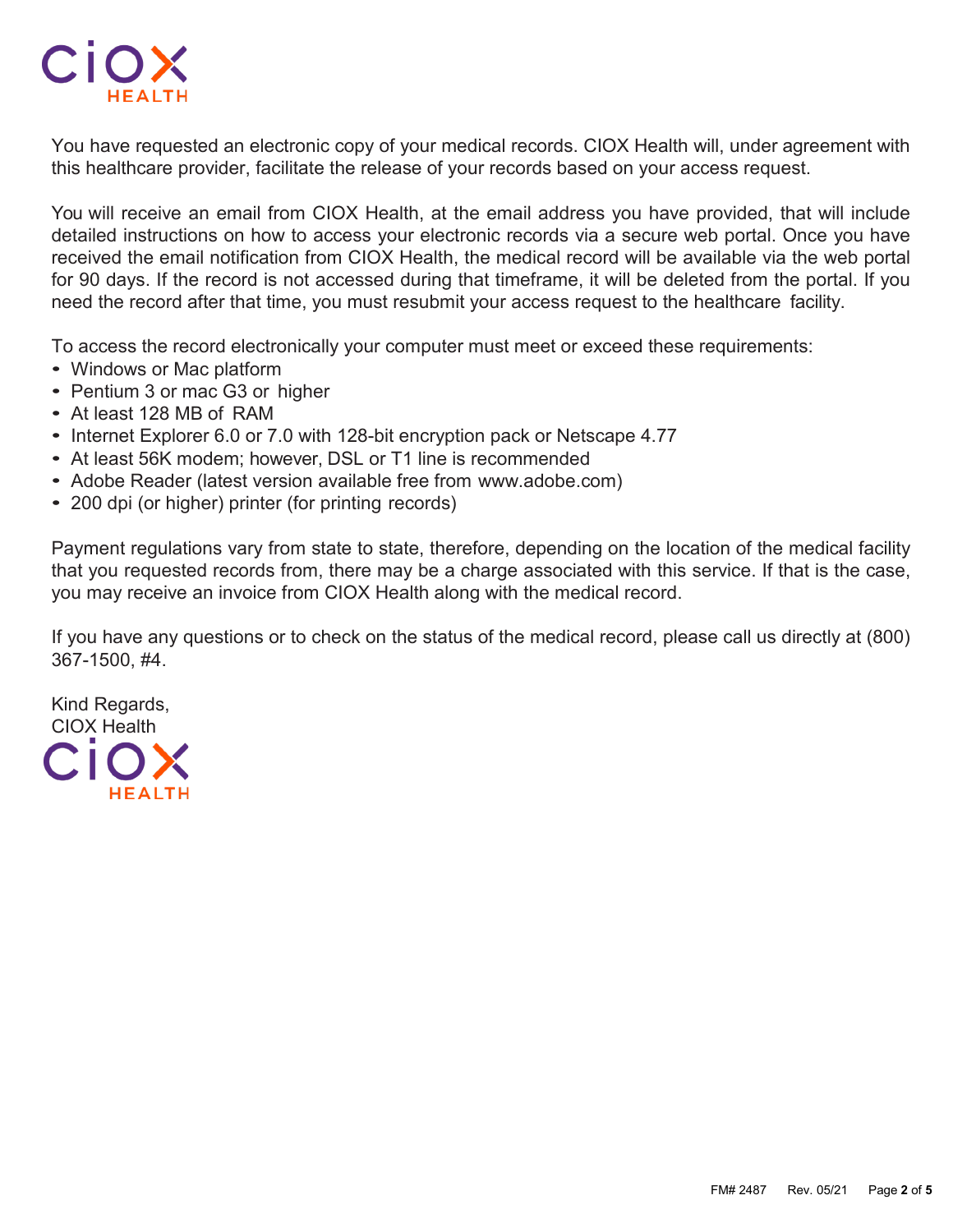You have requested an electronic copy of your medical records. CIOX Health will, under agreement with this healthcare provider, facilitate the release of your records based on your access request.

You will receive an email from CIOX Health, at the email address you have provided, that will include detailed instructions on how to access your electronic records via a secure web portal. Once you have received the email notification from CIOX Health, the medical record will be available via the web portal for 90 days. If the record is not accessed during that timeframe, it will be deleted from the portal. If you need the record after that time, you must resubmit your access request to the healthcare facility.

To access the record electronically your computer must meet or exceed these requirements:

- Windows or Mac platform
- Pentium 3 or mac G3 or higher
- At least 128 MB of RAM
- Internet Explorer 6.0 or 7.0 with 128-bit encryption pack or Netscape 4.77
- At least 56K modem; however, DSL or T1 line is recommended
- Adobe Reader (latest version available free from www.adobe.com)
- 200 dpi (or higher) printer (for printing records)

Payment regulations vary from state to state, therefore, depending on the location of the medical facility that you requested records from, there may be a charge associated with this service. If that is the case, you may receive an invoice from CIOX Health along with the medical record.

If you have any questions or to check on the status of the medical record, please call us directly at (800) 367-1500, #4.

Kind Regards,
CIOX Health

FM# 2487 Rev. 05/21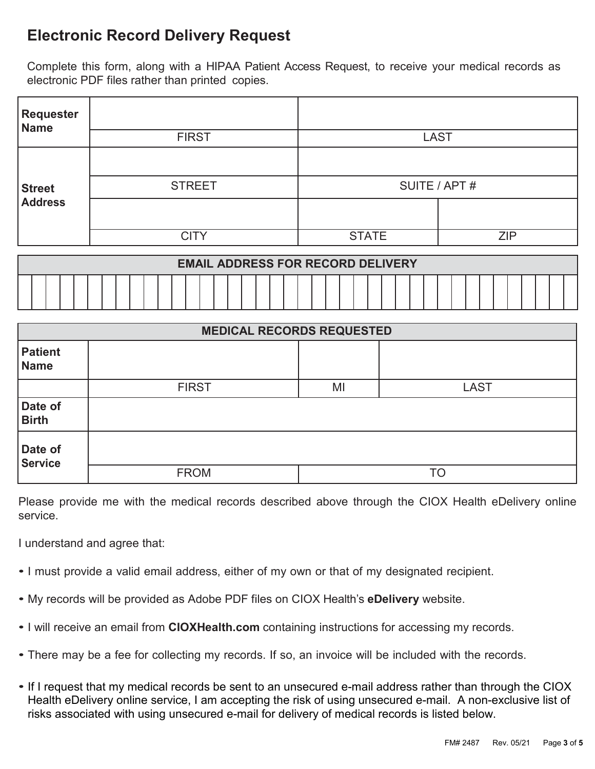# Electronic Record Delivery Request

Complete this form, along with a HIPAA Patient Access Request, to receive your medical records as electronic PDF files rather than printed copies.

| Requester Name | | |
|---|---|---|
| | FIRST | LAST |

| Street Address | | | |
|---|---|---|---|
| | STREET | SUITE / APT # | |
| | | | |
| | CITY | STATE | ZIP |

| EMAIL ADDRESS FOR RECORD DELIVERY |
|---|
| |

| MEDICAL RECORDS REQUESTED | | | |
|---|---|---|---|
| Patient Name | | | |
| | FIRST | MI | LAST |
| Date of Birth | | | |
| Date of Service | | | |
| | FROM | TO | |

Please provide me with the medical records described above through the CIOX Health eDelivery online service.

I understand and agree that:

- I must provide a valid email address, either of my own or that of my designated recipient.
- My records will be provided as Adobe PDF files on CIOX Health's **eDelivery** website.
- I will receive an email from **CIOXHealth.com** containing instructions for accessing my records.
- There may be a fee for collecting my records. If so, an invoice will be included with the records.
- If I request that my medical records be sent to an unsecured e-mail address rather than through the CIOX Health eDelivery online service, I am accepting the risk of using unsecured e-mail. A non-exclusive list of risks associated with using unsecured e-mail for delivery of medical records is listed below.

FM# 2487 Rev. 05/21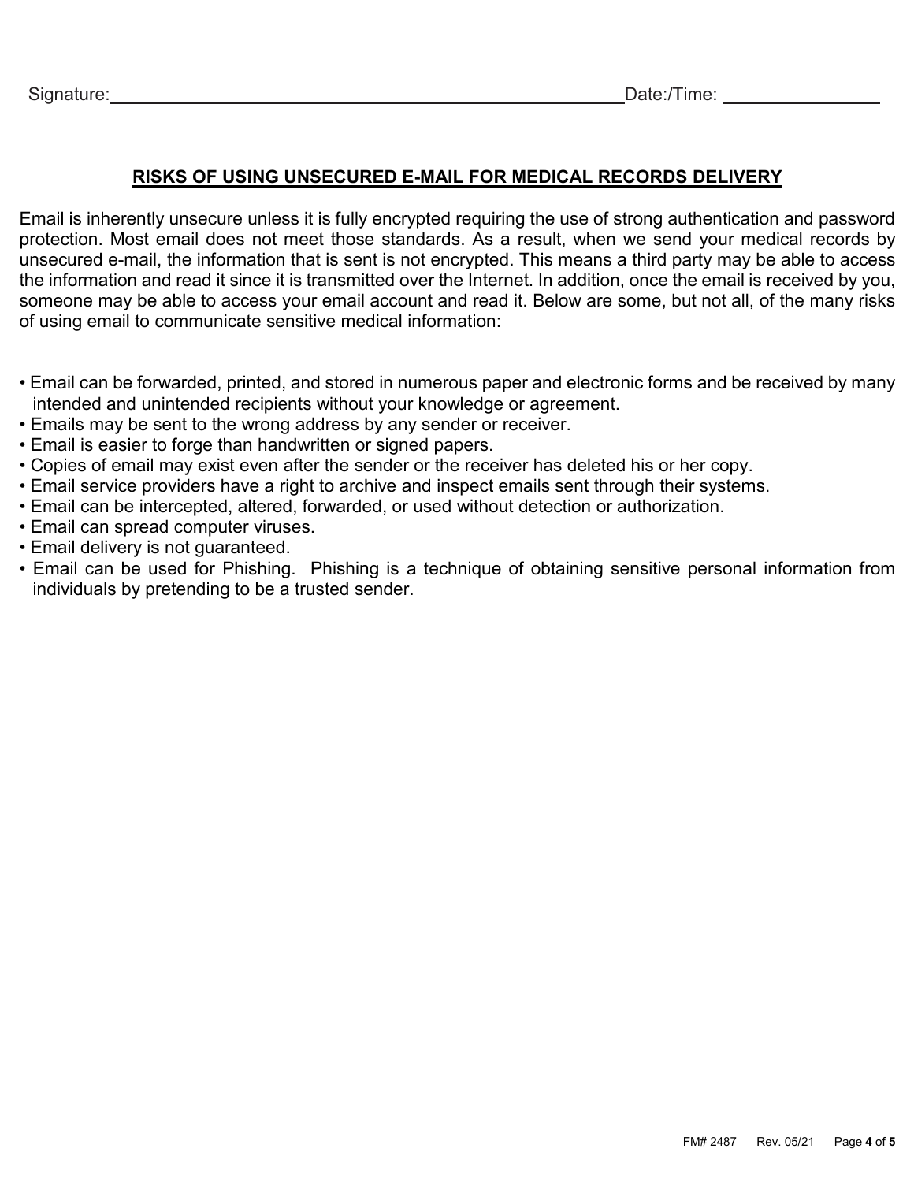Signature:\_\_\_\_\_\_\_\_\_\_\_\_\_\_\_\_\_\_\_\_\_\_\_\_\_\_\_\_\_\_\_\_\_\_\_\_\_\_\_\_\_\_\_\_\_\_\_\_ Date:/Time: \_\_\_\_\_\_\_\_\_\_\_\_\_\_\_\_

## RISKS OF USING UNSECURED E-MAIL FOR MEDICAL RECORDS DELIVERY

Email is inherently unsecure unless it is fully encrypted requiring the use of strong authentication and password protection. Most email does not meet those standards. As a result, when we send your medical records by unsecured e-mail, the information that is sent is not encrypted. This means a third party may be able to access the information and read it since it is transmitted over the Internet. In addition, once the email is received by you, someone may be able to access your email account and read it. Below are some, but not all, of the many risks of using email to communicate sensitive medical information:

- Email can be forwarded, printed, and stored in numerous paper and electronic forms and be received by many intended and unintended recipients without your knowledge or agreement.
- Emails may be sent to the wrong address by any sender or receiver.
- Email is easier to forge than handwritten or signed papers.
- Copies of email may exist even after the sender or the receiver has deleted his or her copy.
- Email service providers have a right to archive and inspect emails sent through their systems.
- Email can be intercepted, altered, forwarded, or used without detection or authorization.
- Email can spread computer viruses.
- Email delivery is not guaranteed.
- Email can be used for Phishing. Phishing is a technique of obtaining sensitive personal information from individuals by pretending to be a trusted sender.

FM# 2487 Rev. 05/21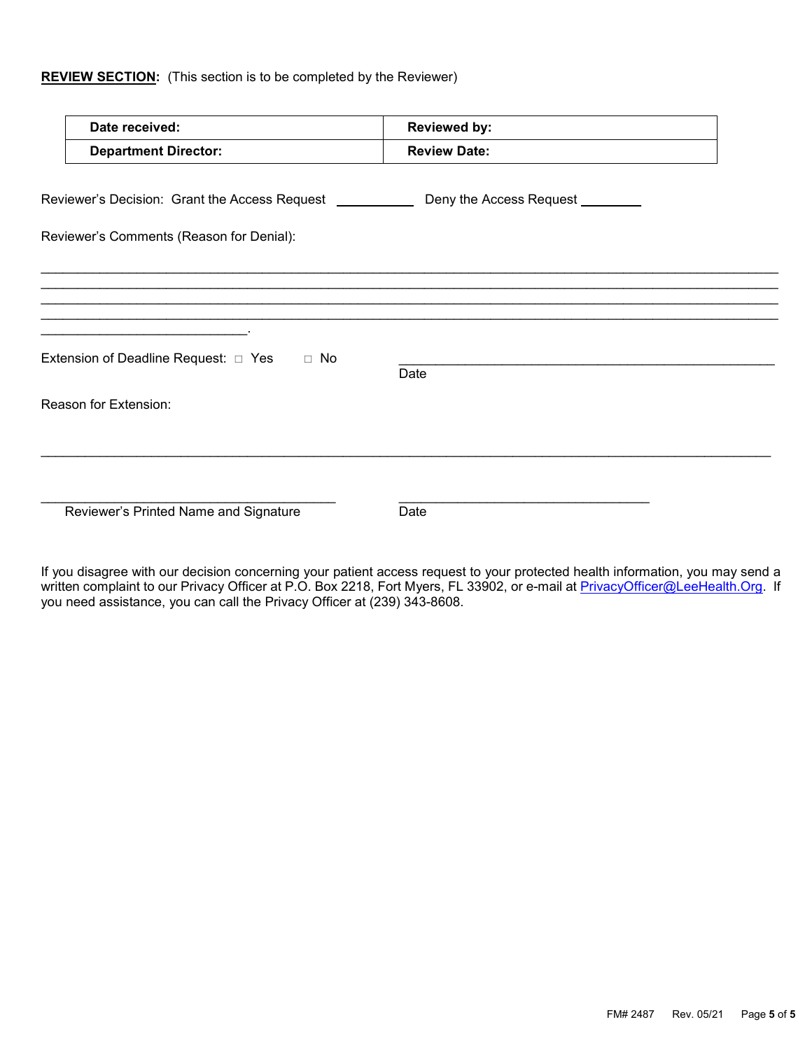**REVIEW SECTION:** (This section is to be completed by the Reviewer)

| | |
|---|---|
| **Date received:** | **Reviewed by:** |
| **Department Director:** | **Review Date:** |

Reviewer's Decision: Grant the Access Request ___________ Deny the Access Request ________

Reviewer's Comments (Reason for Denial):

_____________________________________________________________________________________________
_____________________________________________________________________________________________
_____________________________________________________________________________________________
_____________________________________________________________________________________________
___________________________.

Extension of Deadline Request: □ Yes □ No

_____________________________________________
Date

Reason for Extension:

_____________________________________________________________________________________________

_____________________________________ _______________________________
Reviewer's Printed Name and Signature Date

If you disagree with our decision concerning your patient access request to your protected health information, you may send a written complaint to our Privacy Officer at P.O. Box 2218, Fort Myers, FL 33902, or e-mail at PrivacyOfficer@LeeHealth.Org. If you need assistance, you can call the Privacy Officer at (239) 343-8608.

FM# 2487 Rev. 05/21